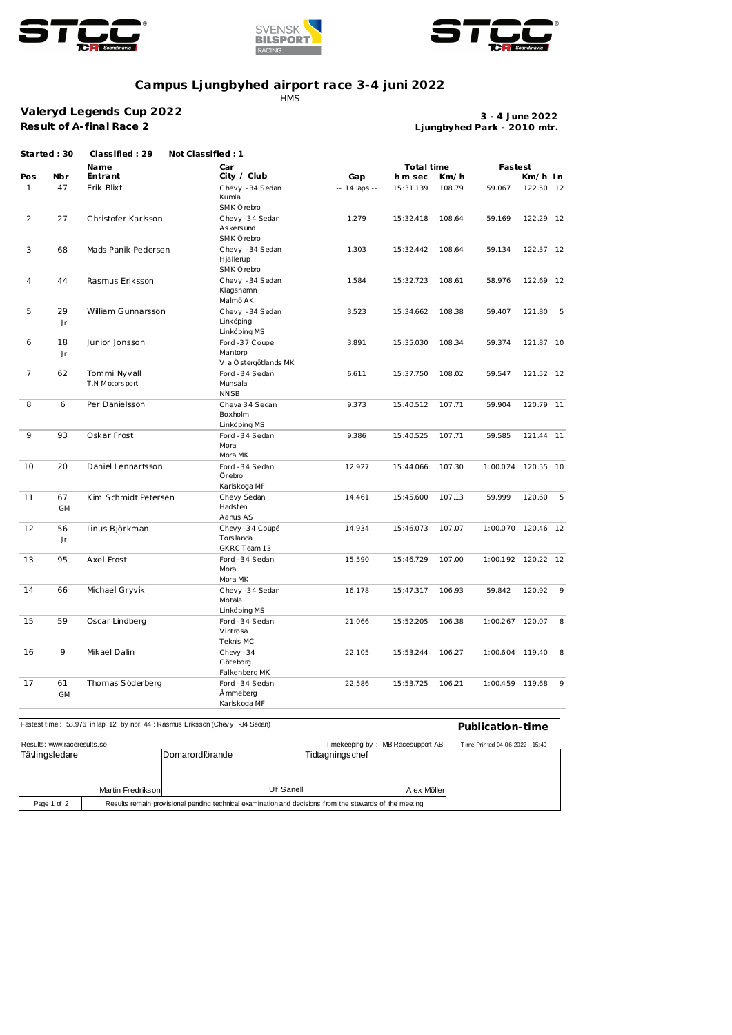# Campus Ljungbyhed airport race 3-4 juni 2022

HMS

## Valeryd Legends Cup 2022

**Result of A-final Race 2**

**3 - 4 June 2022**
**Ljungbyhed Park - 2010 mtr.**

**Started : 30** **Classified : 29** **Not Classified : 1**

| Pos | Nbr | Name Entrant | Car City / Club | Gap | Total time h m sec | Km/h | Fastest | Km/h | In |
|---|---|---|---|---|---|---|---|---|---|
| 1 | 47 | Erik Blixt | Chevy -34 Sedan Kumla SMK Örebro | -- 14 laps -- | 15:31.139 | 108.79 | 59.067 | 122.50 | 12 |
| 2 | 27 | Christofer Karlsson | Chevy -34 Sedan Askersund SMK Örebro | 1.279 | 15:32.418 | 108.64 | 59.169 | 122.29 | 12 |
| 3 | 68 | Mads Panik Pedersen | Chevy -34 Sedan Hjallerup SMK Örebro | 1.303 | 15:32.442 | 108.64 | 59.134 | 122.37 | 12 |
| 4 | 44 | Rasmus Eriksson | Chevy -34 Sedan Klagshamn Malmö AK | 1.584 | 15:32.723 | 108.61 | 58.976 | 122.69 | 12 |
| 5 | 29 Jr | William Gunnarsson | Chevy -34 Sedan Linköping Linköping MS | 3.523 | 15:34.662 | 108.38 | 59.407 | 121.80 | 5 |
| 6 | 18 Jr | Junior Jonsson | Ford -37 Coupe Mantorp V:a Östergötlands MK | 3.891 | 15:35.030 | 108.34 | 59.374 | 121.87 | 10 |
| 7 | 62 | Tommi Nyvall T.N Motorsport | Ford -34 Sedan Munsala NNSB | 6.611 | 15:37.750 | 108.02 | 59.547 | 121.52 | 12 |
| 8 | 6 | Per Danielsson | Cheva 34 Sedan Boxholm Linköping MS | 9.373 | 15:40.512 | 107.71 | 59.904 | 120.79 | 11 |
| 9 | 93 | Oskar Frost | Ford -34 Sedan Mora Mora MK | 9.386 | 15:40.525 | 107.71 | 59.585 | 121.44 | 11 |
| 10 | 20 | Daniel Lennartsson | Ford -34 Sedan Örebro Karlskoga MF | 12.927 | 15:44.066 | 107.30 | 1:00.024 | 120.55 | 10 |
| 11 | 67 GM | Kim Schmidt Petersen | Chevy Sedan Hadsten Aahus AS | 14.461 | 15:45.600 | 107.13 | 59.999 | 120.60 | 5 |
| 12 | 56 Jr | Linus Björkman | Chevy -34 Coupé Torslanda GKRC Team 13 | 14.934 | 15:46.073 | 107.07 | 1:00.070 | 120.46 | 12 |
| 13 | 95 | Axel Frost | Ford -34 Sedan Mora Mora MK | 15.590 | 15:46.729 | 107.00 | 1:00.192 | 120.22 | 12 |
| 14 | 66 | Michael Gryvik | Chevy -34 Sedan Motala Linköping MS | 16.178 | 15:47.317 | 106.93 | 59.842 | 120.92 | 9 |
| 15 | 59 | Oscar Lindberg | Ford -34 Sedan Vintrosa Teknis MC | 21.066 | 15:52.205 | 106.38 | 1:00.267 | 120.07 | 8 |
| 16 | 9 | Mikael Dalin | Chevy -34 Göteborg Falkenberg MK | 22.105 | 15:53.244 | 106.27 | 1:00.604 | 119.40 | 8 |
| 17 | 61 GM | Thomas Söderberg | Ford -34 Sedan Åmmeberg Karlskoga MF | 22.586 | 15:53.725 | 106.21 | 1:00.459 | 119.68 | 9 |

Fastest time : 58.976 in lap 12 by nbr. 44 : Rasmus Eriksson (Chevy -34 Sedan)

**Publication-time**

Results: www.raceresults.se

Timekeeping by : MB Racesupport AB

Time Printed 04-06-2022 - 15:49

| Tävlingsledare | Domarordförande | Tidtagningschef |
|---|---|---|
| Martin Fredrikson | Ulf Sanell | Alex Möller |

Results remain provisional pending technical examination and decisions from the stewards of the meeting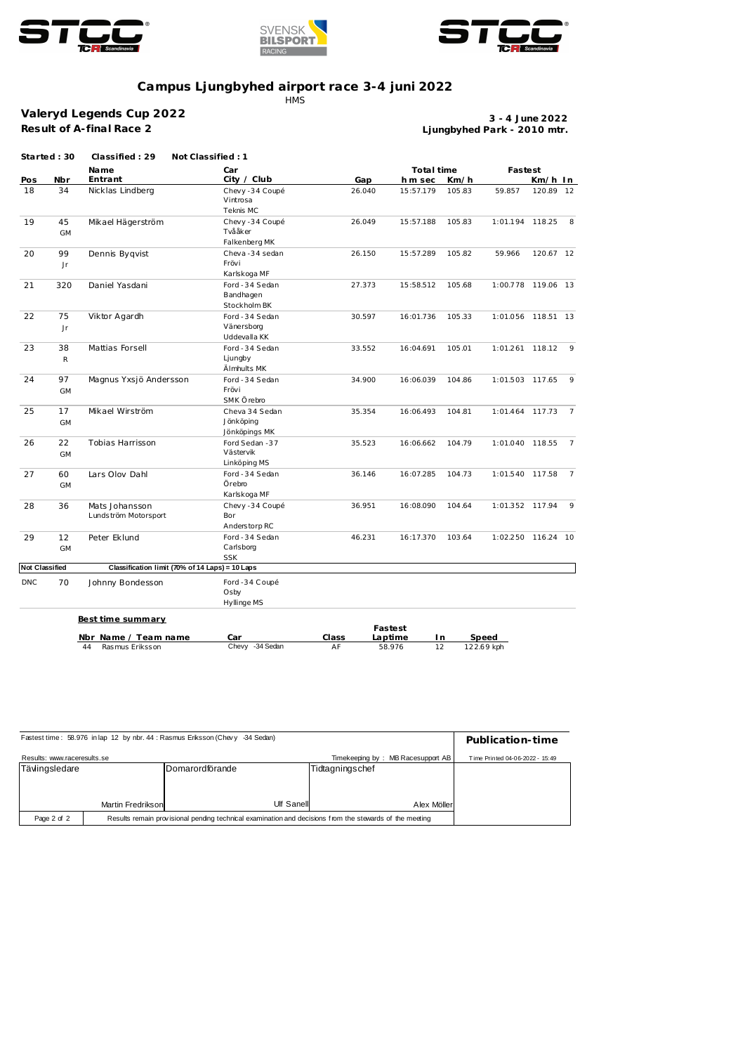## Campus Ljungbyhed airport race 3-4 juni 2022

HMS

**Valeryd Legends Cup 2022**
**Result of A-final Race 2**

**3 - 4 June 2022**
**Ljungbyhed Park - 2010 mtr.**

Started : 30 Classified : 29 Not Classified : 1

| Pos | Nbr | Name Entrant | Car City / Club | Gap | Total time h m sec | Km/h | Fastest | Km/h | In |
|---|---|---|---|---|---|---|---|---|---|
| 18 | 34 | Nicklas Lindberg | Chevy -34 Coupé Vintrosa Teknis MC | 26.040 | 15:57.179 | 105.83 | 59.857 | 120.89 | 12 |
| 19 | 45 GM | Mikael Hägerström | Chevy -34 Coupé Tvååker Falkenberg MK | 26.049 | 15:57.188 | 105.83 | 1:01.194 | 118.25 | 8 |
| 20 | 99 Jr | Dennis Byqvist | Cheva -34 sedan Frövi Karlskoga MF | 26.150 | 15:57.289 | 105.82 | 59.966 | 120.67 | 12 |
| 21 | 320 | Daniel Yasdani | Ford -34 Sedan Bandhagen Stockholm BK | 27.373 | 15:58.512 | 105.68 | 1:00.778 | 119.06 | 13 |
| 22 | 75 Jr | Viktor Agardh | Ford -34 Sedan Vänersborg Uddevalla KK | 30.597 | 16:01.736 | 105.33 | 1:01.056 | 118.51 | 13 |
| 23 | 38 R | Mattias Forsell | Ford -34 Sedan Ljungby Älmhults MK | 33.552 | 16:04.691 | 105.01 | 1:01.261 | 118.12 | 9 |
| 24 | 97 GM | Magnus Yxsjö Andersson | Ford -34 Sedan Frövi SMK Örebro | 34.900 | 16:06.039 | 104.86 | 1:01.503 | 117.65 | 9 |
| 25 | 17 GM | Mikael Wirström | Cheva 34 Sedan Jönköping Jönköpings MK | 35.354 | 16:06.493 | 104.81 | 1:01.464 | 117.73 | 7 |
| 26 | 22 GM | Tobias Harrisson | Ford Sedan -37 Västervik Linköping MS | 35.523 | 16:06.662 | 104.79 | 1:01.040 | 118.55 | 7 |
| 27 | 60 GM | Lars Olov Dahl | Ford -34 Sedan Örebro Karlskoga MF | 36.146 | 16:07.285 | 104.73 | 1:01.540 | 117.58 | 7 |
| 28 | 36 | Mats Johansson Lundström Motorsport | Chevy -34 Coupé Bor Anderstorp RC | 36.951 | 16:08.090 | 104.64 | 1:01.352 | 117.94 | 9 |
| 29 | 12 GM | Peter Eklund | Ford -34 Sedan Carlsborg SSK | 46.231 | 16:17.370 | 103.64 | 1:02.250 | 116.24 | 10 |
| **Not Classified** | | **Classification limit (70% of 14 Laps) = 10 Laps** | | | | | | | |
| DNC | 70 | Johnny Bondesson | Ford -34 Coupé Osby Hyllinge MS | | | | | | |

**Best time summary**

| Nbr | Name / Team name | Car | Class | Fastest Laptime | In | Speed |
|---|---|---|---|---|---|---|
| 44 | Rasmus Eriksson | Chevy -34 Sedan | AF | 58.976 | 12 | 122.69 kph |

Fastest time : 58.976 in lap 12 by nbr. 44 : Rasmus Eriksson (Chevy -34 Sedan)

**Publication-time**

Results: www.raceresults.se

Timekeeping by : MB Racesupport AB

Time Printed 04-06-2022 - 15:49

| Tävlingsledare | Domarordförande | Tidtagningschef |
|---|---|---|
| Martin Fredrikson | Ulf Sanell | Alex Möller |

Results remain provisional pending technical examination and decisions from the stewards of the meeting